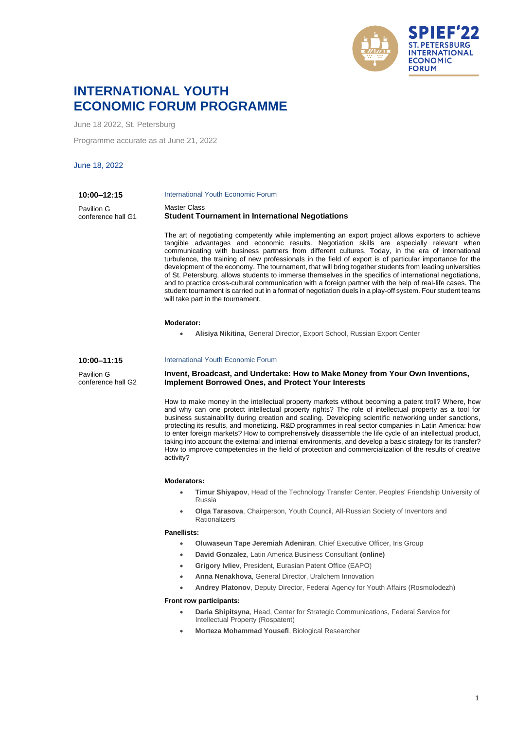# INTERNATIONAL YOUTH ECONOMIC FORUM PROGRAMME

June 18 2022, St. Petersburg

Programme accurate as at June 21, 2022

## June 18, 2022

**10:00–12:15**

Pavilion G
conference hall G1

International Youth Economic Forum

Master Class
**Student Tournament in International Negotiations**

The art of negotiating competently while implementing an export project allows exporters to achieve tangible advantages and economic results. Negotiation skills are especially relevant when communicating with business partners from different cultures. Today, in the era of international turbulence, the training of new professionals in the field of export is of particular importance for the development of the economy. The tournament, that will bring together students from leading universities of St. Petersburg, allows students to immerse themselves in the specifics of international negotiations, and to practice cross-cultural communication with a foreign partner with the help of real-life cases. The student tournament is carried out in a format of negotiation duels in a play-off system. Four student teams will take part in the tournament.

**Moderator:**

- **Alisiya Nikitina**, General Director, Export School, Russian Export Center

**10:00–11:15**

Pavilion G
conference hall G2

International Youth Economic Forum

**Invent, Broadcast, and Undertake: How to Make Money from Your Own Inventions, Implement Borrowed Ones, and Protect Your Interests**

How to make money in the intellectual property markets without becoming a patent troll? Where, how and why can one protect intellectual property rights? The role of intellectual property as a tool for business sustainability during creation and scaling. Developing scientific networking under sanctions, protecting its results, and monetizing. R&D programmes in real sector companies in Latin America: how to enter foreign markets? How to comprehensively disassemble the life cycle of an intellectual product, taking into account the external and internal environments, and develop a basic strategy for its transfer? How to improve competencies in the field of protection and commercialization of the results of creative activity?

**Moderators:**

- **Timur Shiyapov**, Head of the Technology Transfer Center, Peoples' Friendship University of Russia
- **Olga Tarasova**, Chairperson, Youth Council, All-Russian Society of Inventors and Rationalizers

**Panellists:**

- **Oluwaseun Tape Jeremiah Adeniran**, Chief Executive Officer, Iris Group
- **David Gonzalez**, Latin America Business Consultant **(online)**
- **Grigory Ivliev**, President, Eurasian Patent Office (EAPO)
- **Anna Nenakhova**, General Director, Uralchem Innovation
- **Andrey Platonov**, Deputy Director, Federal Agency for Youth Affairs (Rosmolodezh)

**Front row participants:**

- **Daria Shipitsyna**, Head, Center for Strategic Communications, Federal Service for Intellectual Property (Rospatent)
- **Morteza Mohammad Yousefi**, Biological Researcher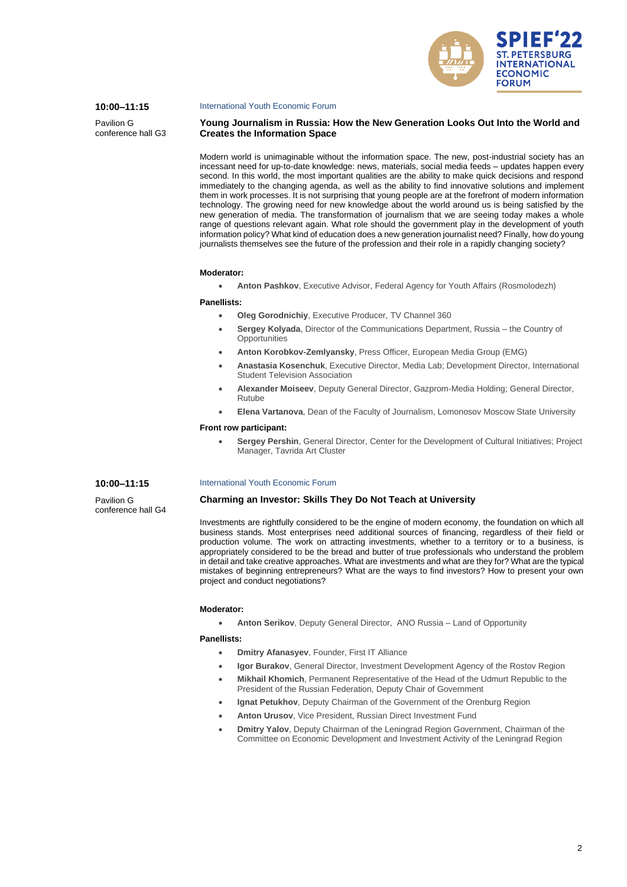**10:00–11:15**

Pavilion G
conference hall G3

International Youth Economic Forum

## Young Journalism in Russia: How the New Generation Looks Out Into the World and Creates the Information Space

Modern world is unimaginable without the information space. The new, post-industrial society has an incessant need for up-to-date knowledge: news, materials, social media feeds – updates happen every second. In this world, the most important qualities are the ability to make quick decisions and respond immediately to the changing agenda, as well as the ability to find innovative solutions and implement them in work processes. It is not surprising that young people are at the forefront of modern information technology. The growing need for new knowledge about the world around us is being satisfied by the new generation of media. The transformation of journalism that we are seeing today makes a whole range of questions relevant again. What role should the government play in the development of youth information policy? What kind of education does a new generation journalist need? Finally, how do young journalists themselves see the future of the profession and their role in a rapidly changing society?

**Moderator:**

- **Anton Pashkov**, Executive Advisor, Federal Agency for Youth Affairs (Rosmolodezh)

**Panellists:**

- **Oleg Gorodnichiy**, Executive Producer, TV Channel 360
- **Sergey Kolyada**, Director of the Communications Department, Russia – the Country of Opportunities
- **Anton Korobkov-Zemlyansky**, Press Officer, European Media Group (EMG)
- **Anastasia Kosenchuk**, Executive Director, Media Lab; Development Director, International Student Television Association
- **Alexander Moiseev**, Deputy General Director, Gazprom-Media Holding; General Director, Rutube
- **Elena Vartanova**, Dean of the Faculty of Journalism, Lomonosov Moscow State University

**Front row participant:**

- **Sergey Pershin**, General Director, Center for the Development of Cultural Initiatives; Project Manager, Tavrida Art Cluster

**10:00–11:15**

Pavilion G
conference hall G4

International Youth Economic Forum

## Charming an Investor: Skills They Do Not Teach at University

Investments are rightfully considered to be the engine of modern economy, the foundation on which all business stands. Most enterprises need additional sources of financing, regardless of their field or production volume. The work on attracting investments, whether to a territory or to a business, is appropriately considered to be the bread and butter of true professionals who understand the problem in detail and take creative approaches. What are investments and what are they for? What are the typical mistakes of beginning entrepreneurs? What are the ways to find investors? How to present your own project and conduct negotiations?

**Moderator:**

- **Anton Serikov**, Deputy General Director, ANO Russia – Land of Opportunity

**Panellists:**

- **Dmitry Afanasyev**, Founder, First IT Alliance
- **Igor Burakov**, General Director, Investment Development Agency of the Rostov Region
- **Mikhail Khomich**, Permanent Representative of the Head of the Udmurt Republic to the President of the Russian Federation, Deputy Chair of Government
- **Ignat Petukhov**, Deputy Chairman of the Government of the Orenburg Region
- **Anton Urusov**, Vice President, Russian Direct Investment Fund
- **Dmitry Yalov**, Deputy Chairman of the Leningrad Region Government, Chairman of the Committee on Economic Development and Investment Activity of the Leningrad Region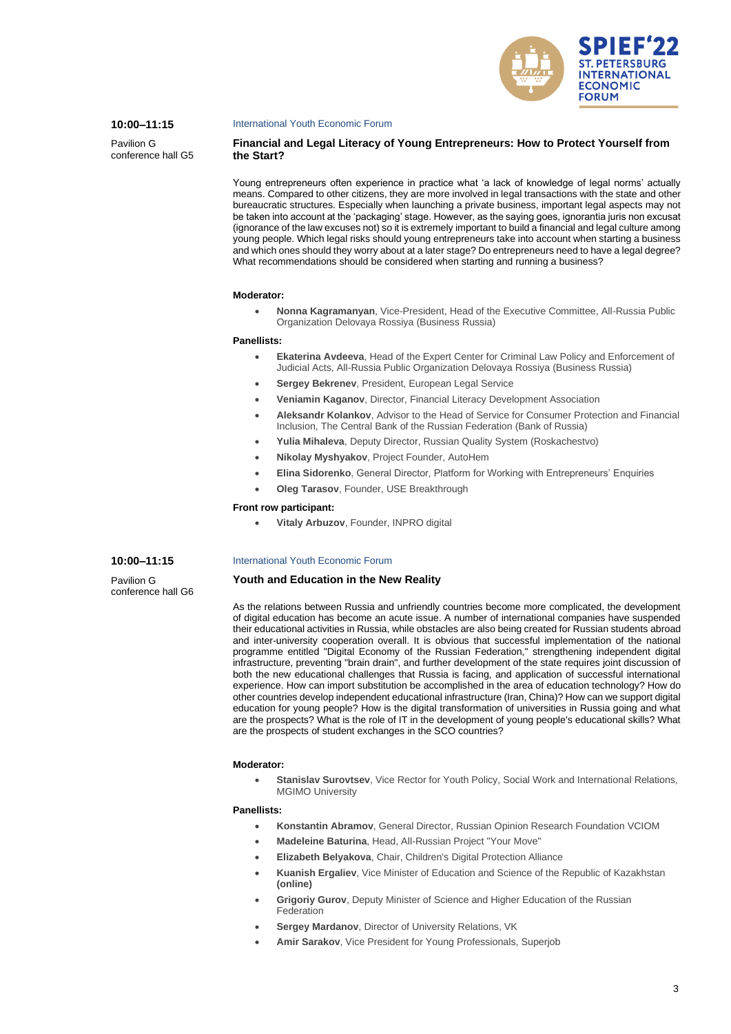**10:00–11:15**

Pavilion G
conference hall G5

International Youth Economic Forum

### Financial and Legal Literacy of Young Entrepreneurs: How to Protect Yourself from the Start?

Young entrepreneurs often experience in practice what 'a lack of knowledge of legal norms' actually means. Compared to other citizens, they are more involved in legal transactions with the state and other bureaucratic structures. Especially when launching a private business, important legal aspects may not be taken into account at the 'packaging' stage. However, as the saying goes, ignorantia juris non excusat (ignorance of the law excuses not) so it is extremely important to build a financial and legal culture among young people. Which legal risks should young entrepreneurs take into account when starting a business and which ones should they worry about at a later stage? Do entrepreneurs need to have a legal degree? What recommendations should be considered when starting and running a business?

**Moderator:**

- **Nonna Kagramanyan**, Vice-President, Head of the Executive Committee, All-Russia Public Organization Delovaya Rossiya (Business Russia)

**Panellists:**

- **Ekaterina Avdeeva**, Head of the Expert Center for Criminal Law Policy and Enforcement of Judicial Acts, All-Russia Public Organization Delovaya Rossiya (Business Russia)
- **Sergey Bekrenev**, President, European Legal Service
- **Veniamin Kaganov**, Director, Financial Literacy Development Association
- **Aleksandr Kolankov**, Advisor to the Head of Service for Consumer Protection and Financial Inclusion, The Central Bank of the Russian Federation (Bank of Russia)
- **Yulia Mihaleva**, Deputy Director, Russian Quality System (Roskachestvo)
- **Nikolay Myshyakov**, Project Founder, AutoHem
- **Elina Sidorenko**, General Director, Platform for Working with Entrepreneurs' Enquiries
- **Oleg Tarasov**, Founder, USE Breakthrough

**Front row participant:**

- **Vitaly Arbuzov**, Founder, INPRO digital

**10:00–11:15**

Pavilion G
conference hall G6

International Youth Economic Forum

### Youth and Education in the New Reality

As the relations between Russia and unfriendly countries become more complicated, the development of digital education has become an acute issue. A number of international companies have suspended their educational activities in Russia, while obstacles are also being created for Russian students abroad and inter-university cooperation overall. It is obvious that successful implementation of the national programme entitled "Digital Economy of the Russian Federation," strengthening independent digital infrastructure, preventing "brain drain", and further development of the state requires joint discussion of both the new educational challenges that Russia is facing, and application of successful international experience. How can import substitution be accomplished in the area of education technology? How do other countries develop independent educational infrastructure (Iran, China)? How can we support digital education for young people? How is the digital transformation of universities in Russia going and what are the prospects? What is the role of IT in the development of young people's educational skills? What are the prospects of student exchanges in the SCO countries?

**Moderator:**

- **Stanislav Surovtsev**, Vice Rector for Youth Policy, Social Work and International Relations, MGIMO University

**Panellists:**

- **Konstantin Abramov**, General Director, Russian Opinion Research Foundation VCIOM
- **Madeleine Baturina**, Head, All-Russian Project "Your Move"
- **Elizabeth Belyakova**, Chair, Children's Digital Protection Alliance
- **Kuanish Ergaliev**, Vice Minister of Education and Science of the Republic of Kazakhstan **(online)**
- **Grigoriy Gurov**, Deputy Minister of Science and Higher Education of the Russian Federation
- **Sergey Mardanov**, Director of University Relations, VK
- **Amir Sarakov**, Vice President for Young Professionals, Superjob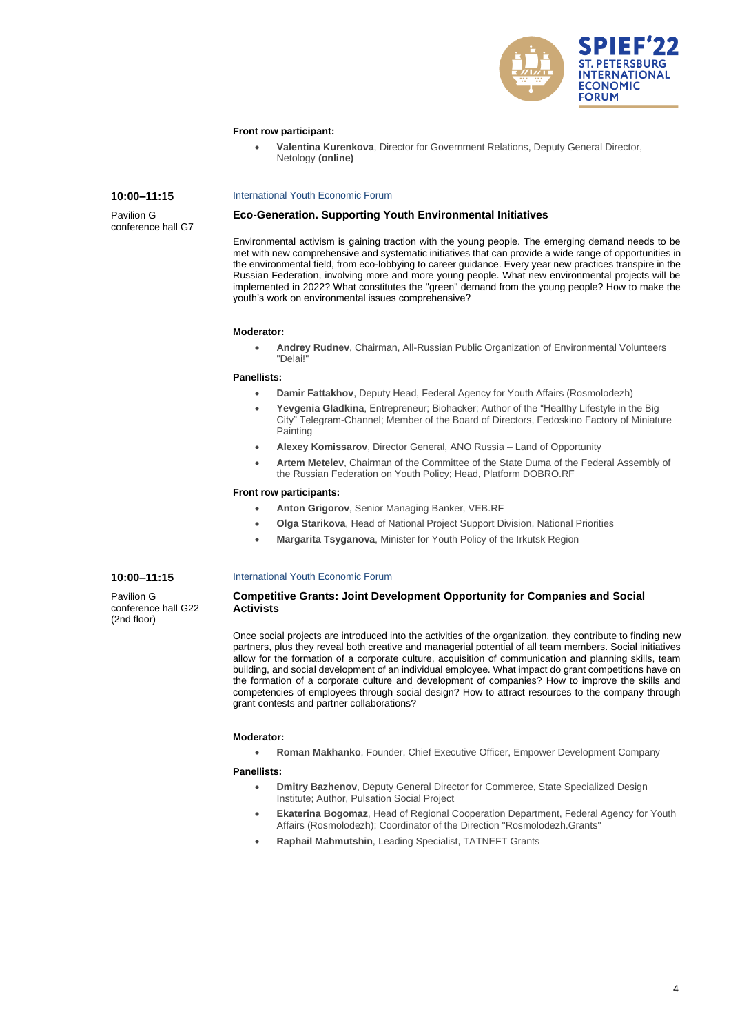**Front row participant:**

- **Valentina Kurenkova**, Director for Government Relations, Deputy General Director, Netology **(online)**

**10:00–11:15**

Pavilion G
conference hall G7

International Youth Economic Forum

### Eco-Generation. Supporting Youth Environmental Initiatives

Environmental activism is gaining traction with the young people. The emerging demand needs to be met with new comprehensive and systematic initiatives that can provide a wide range of opportunities in the environmental field, from eco-lobbying to career guidance. Every year new practices transpire in the Russian Federation, involving more and more young people. What new environmental projects will be implemented in 2022? What constitutes the "green" demand from the young people? How to make the youth's work on environmental issues comprehensive?

**Moderator:**

- **Andrey Rudnev**, Chairman, All-Russian Public Organization of Environmental Volunteers "Delai!"

**Panellists:**

- **Damir Fattakhov**, Deputy Head, Federal Agency for Youth Affairs (Rosmolodezh)
- **Yevgenia Gladkina**, Entrepreneur; Biohacker; Author of the "Healthy Lifestyle in the Big City" Telegram-Channel; Member of the Board of Directors, Fedoskino Factory of Miniature Painting
- **Alexey Komissarov**, Director General, ANO Russia – Land of Opportunity
- **Artem Metelev**, Chairman of the Committee of the State Duma of the Federal Assembly of the Russian Federation on Youth Policy; Head, Platform DOBRO.RF

**Front row participants:**

- **Anton Grigorov**, Senior Managing Banker, VEB.RF
- **Olga Starikova**, Head of National Project Support Division, National Priorities
- **Margarita Tsyganova**, Minister for Youth Policy of the Irkutsk Region

**10:00–11:15**

Pavilion G
conference hall G22
(2nd floor)

International Youth Economic Forum

### Competitive Grants: Joint Development Opportunity for Companies and Social Activists

Once social projects are introduced into the activities of the organization, they contribute to finding new partners, plus they reveal both creative and managerial potential of all team members. Social initiatives allow for the formation of a corporate culture, acquisition of communication and planning skills, team building, and social development of an individual employee. What impact do grant competitions have on the formation of a corporate culture and development of companies? How to improve the skills and competencies of employees through social design? How to attract resources to the company through grant contests and partner collaborations?

**Moderator:**

- **Roman Makhanko**, Founder, Chief Executive Officer, Empower Development Company

**Panellists:**

- **Dmitry Bazhenov**, Deputy General Director for Commerce, State Specialized Design Institute; Author, Pulsation Social Project
- **Ekaterina Bogomaz**, Head of Regional Cooperation Department, Federal Agency for Youth Affairs (Rosmolodezh); Coordinator of the Direction "Rosmolodezh.Grants"
- **Raphail Mahmutshin**, Leading Specialist, TATNEFT Grants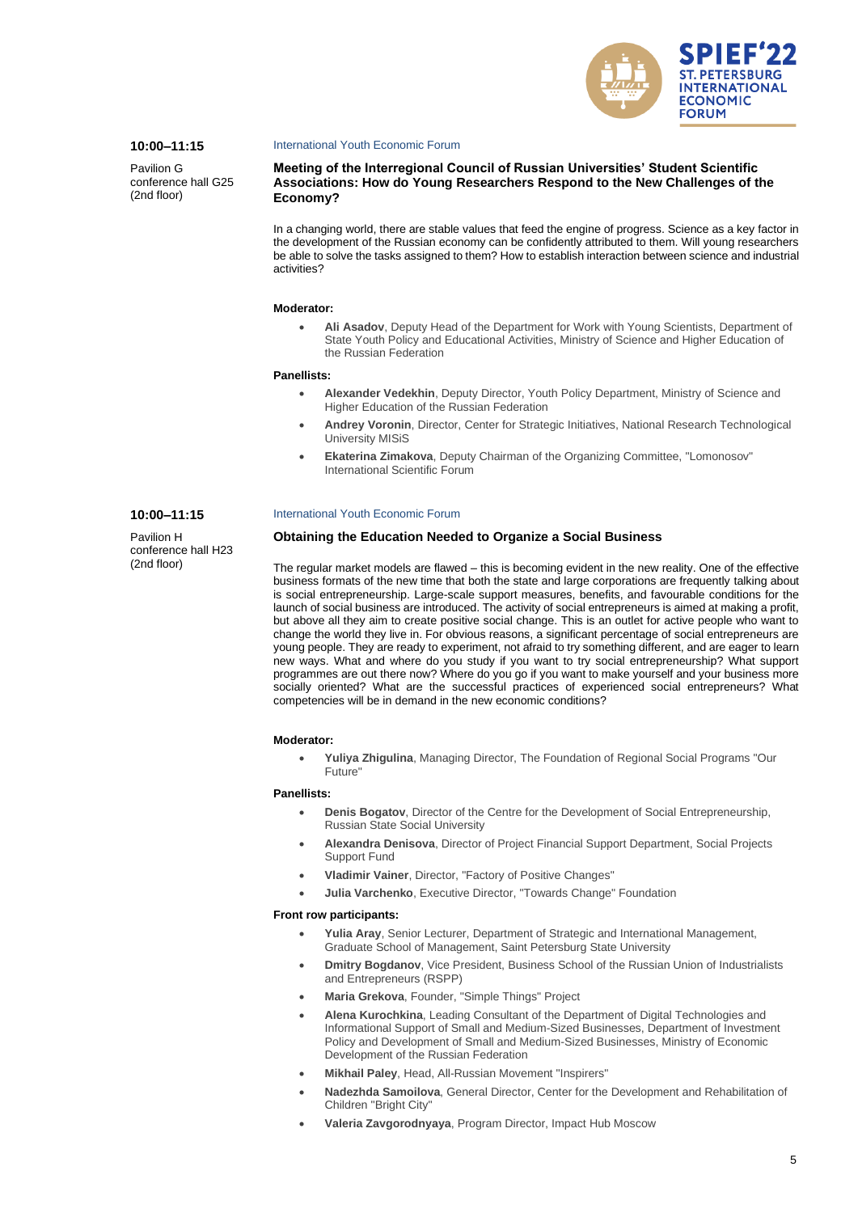**10:00–11:15**

Pavilion G
conference hall G25
(2nd floor)

International Youth Economic Forum

### Meeting of the Interregional Council of Russian Universities' Student Scientific Associations: How do Young Researchers Respond to the New Challenges of the Economy?

In a changing world, there are stable values that feed the engine of progress. Science as a key factor in the development of the Russian economy can be confidently attributed to them. Will young researchers be able to solve the tasks assigned to them? How to establish interaction between science and industrial activities?

**Moderator:**

- **Ali Asadov**, Deputy Head of the Department for Work with Young Scientists, Department of State Youth Policy and Educational Activities, Ministry of Science and Higher Education of the Russian Federation

**Panellists:**

- **Alexander Vedekhin**, Deputy Director, Youth Policy Department, Ministry of Science and Higher Education of the Russian Federation
- **Andrey Voronin**, Director, Center for Strategic Initiatives, National Research Technological University MISiS
- **Ekaterina Zimakova**, Deputy Chairman of the Organizing Committee, "Lomonosov" International Scientific Forum

**10:00–11:15**

Pavilion H
conference hall H23
(2nd floor)

International Youth Economic Forum

### Obtaining the Education Needed to Organize a Social Business

The regular market models are flawed – this is becoming evident in the new reality. One of the effective business formats of the new time that both the state and large corporations are frequently talking about is social entrepreneurship. Large-scale support measures, benefits, and favourable conditions for the launch of social business are introduced. The activity of social entrepreneurs is aimed at making a profit, but above all they aim to create positive social change. This is an outlet for active people who want to change the world they live in. For obvious reasons, a significant percentage of social entrepreneurs are young people. They are ready to experiment, not afraid to try something different, and are eager to learn new ways. What and where do you study if you want to try social entrepreneurship? What support programmes are out there now? Where do you go if you want to make yourself and your business more socially oriented? What are the successful practices of experienced social entrepreneurs? What competencies will be in demand in the new economic conditions?

**Moderator:**

- **Yuliya Zhigulina**, Managing Director, The Foundation of Regional Social Programs "Our Future"

**Panellists:**

- **Denis Bogatov**, Director of the Centre for the Development of Social Entrepreneurship, Russian State Social University
- **Alexandra Denisova**, Director of Project Financial Support Department, Social Projects Support Fund
- **Vladimir Vainer**, Director, "Factory of Positive Changes"
- **Julia Varchenko**, Executive Director, "Towards Change" Foundation

**Front row participants:**

- **Yulia Aray**, Senior Lecturer, Department of Strategic and International Management, Graduate School of Management, Saint Petersburg State University
- **Dmitry Bogdanov**, Vice President, Business School of the Russian Union of Industrialists and Entrepreneurs (RSPP)
- **Maria Grekova**, Founder, "Simple Things" Project
- **Alena Kurochkina**, Leading Consultant of the Department of Digital Technologies and Informational Support of Small and Medium-Sized Businesses, Department of Investment Policy and Development of Small and Medium-Sized Businesses, Ministry of Economic Development of the Russian Federation
- **Mikhail Paley**, Head, All-Russian Movement "Inspirers"
- **Nadezhda Samoilova**, General Director, Center for the Development and Rehabilitation of Children "Bright City"
- **Valeria Zavgorodnyaya**, Program Director, Impact Hub Moscow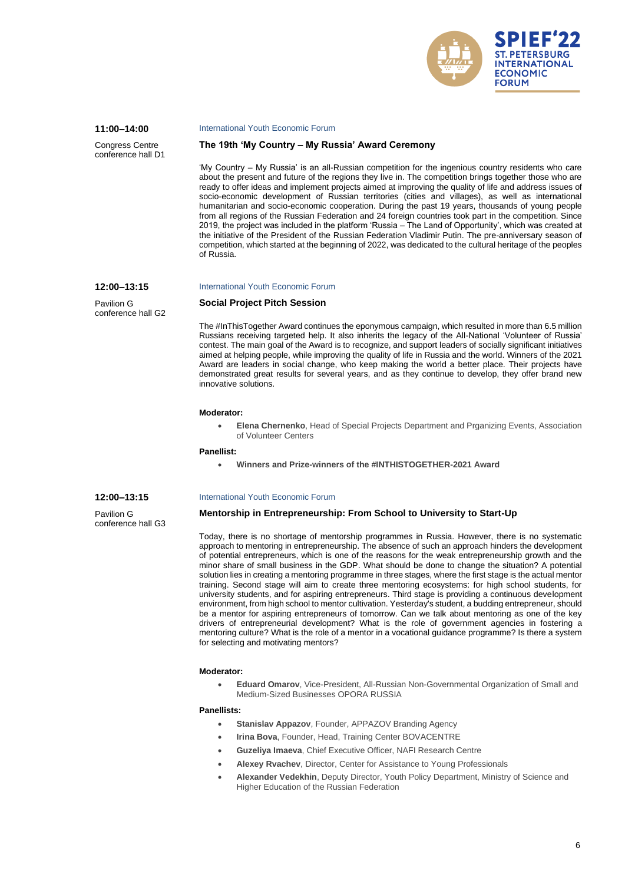**11:00–14:00**

Congress Centre
conference hall D1

International Youth Economic Forum

### The 19th 'My Country – My Russia' Award Ceremony

'My Country – My Russia' is an all-Russian competition for the ingenious country residents who care about the present and future of the regions they live in. The competition brings together those who are ready to offer ideas and implement projects aimed at improving the quality of life and address issues of socio-economic development of Russian territories (cities and villages), as well as international humanitarian and socio-economic cooperation. During the past 19 years, thousands of young people from all regions of the Russian Federation and 24 foreign countries took part in the competition. Since 2019, the project was included in the platform 'Russia – The Land of Opportunity', which was created at the initiative of the President of the Russian Federation Vladimir Putin. The pre-anniversary season of competition, which started at the beginning of 2022, was dedicated to the cultural heritage of the peoples of Russia.

**12:00–13:15**

Pavilion G
conference hall G2

International Youth Economic Forum

### Social Project Pitch Session

The #InThisTogether Award continues the eponymous campaign, which resulted in more than 6.5 million Russians receiving targeted help. It also inherits the legacy of the All-National 'Volunteer of Russia' contest. The main goal of the Award is to recognize, and support leaders of socially significant initiatives aimed at helping people, while improving the quality of life in Russia and the world. Winners of the 2021 Award are leaders in social change, who keep making the world a better place. Their projects have demonstrated great results for several years, and as they continue to develop, they offer brand new innovative solutions.

**Moderator:**

- **Elena Chernenko**, Head of Special Projects Department and Prganizing Events, Association of Volunteer Centers

**Panellist:**

- **Winners and Prize-winners of the #INTHISTOGETHER-2021 Award**

**12:00–13:15**

Pavilion G
conference hall G3

International Youth Economic Forum

### Mentorship in Entrepreneurship: From School to University to Start-Up

Today, there is no shortage of mentorship programmes in Russia. However, there is no systematic approach to mentoring in entrepreneurship. The absence of such an approach hinders the development of potential entrepreneurs, which is one of the reasons for the weak entrepreneurship growth and the minor share of small business in the GDP. What should be done to change the situation? A potential solution lies in creating a mentoring programme in three stages, where the first stage is the actual mentor training. Second stage will aim to create three mentoring ecosystems: for high school students, for university students, and for aspiring entrepreneurs. Third stage is providing a continuous development environment, from high school to mentor cultivation. Yesterday's student, a budding entrepreneur, should be a mentor for aspiring entrepreneurs of tomorrow. Can we talk about mentoring as one of the key drivers of entrepreneurial development? What is the role of government agencies in fostering a mentoring culture? What is the role of a mentor in a vocational guidance programme? Is there a system for selecting and motivating mentors?

**Moderator:**

- **Eduard Omarov**, Vice-President, All-Russian Non-Governmental Organization of Small and Medium-Sized Businesses OPORA RUSSIA

**Panellists:**

- **Stanislav Appazov**, Founder, APPAZOV Branding Agency
- **Irina Bova**, Founder, Head, Training Center BOVACENTRE
- **Guzeliya Imaeva**, Chief Executive Officer, NAFI Research Centre
- **Alexey Rvachev**, Director, Center for Assistance to Young Professionals
- **Alexander Vedekhin**, Deputy Director, Youth Policy Department, Ministry of Science and Higher Education of the Russian Federation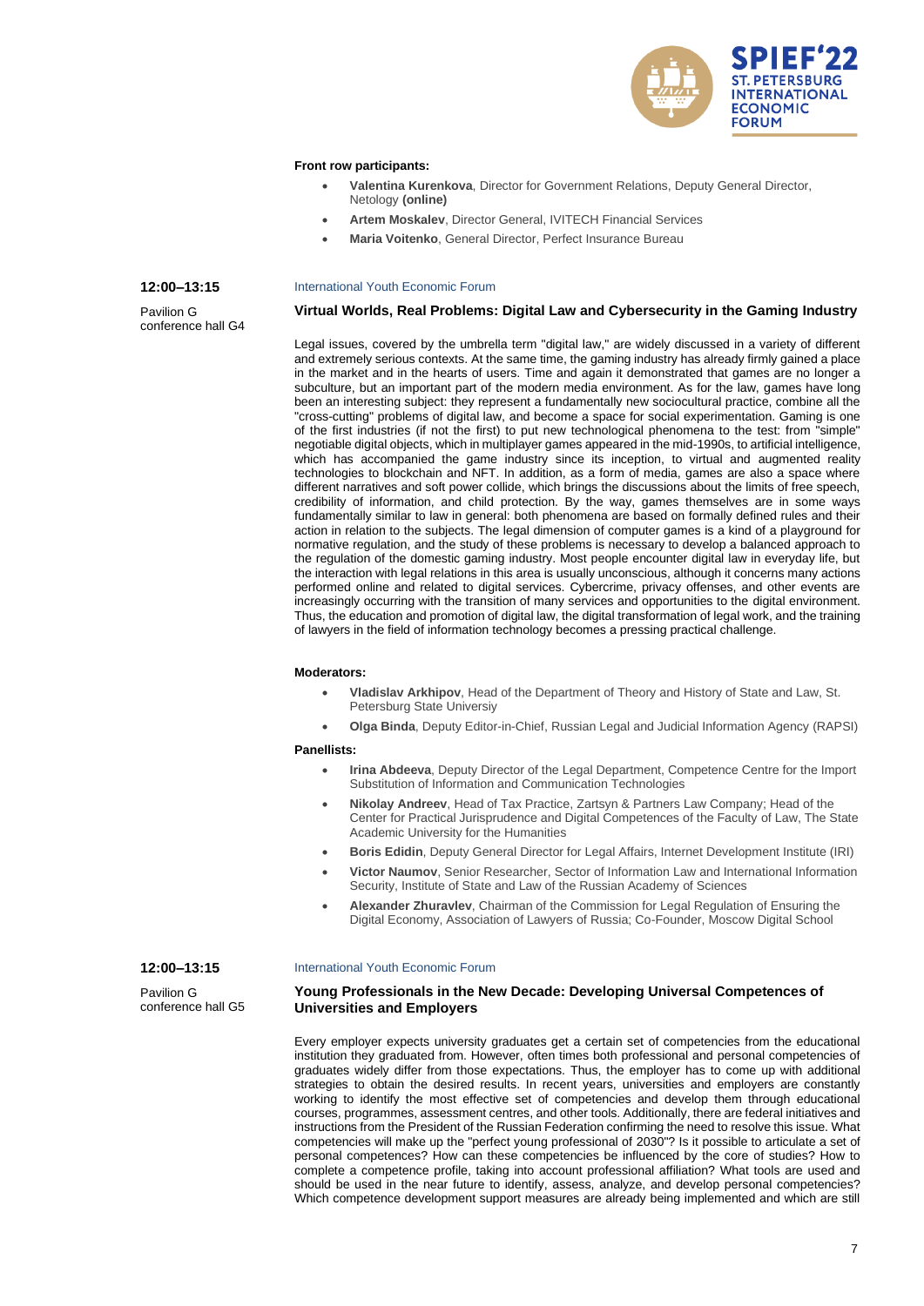**Front row participants:**

- **Valentina Kurenkova**, Director for Government Relations, Deputy General Director, Netology **(online)**
- **Artem Moskalev**, Director General, IVITECH Financial Services
- **Maria Voitenko**, General Director, Perfect Insurance Bureau

**12:00–13:15**

Pavilion G
conference hall G4

International Youth Economic Forum

### Virtual Worlds, Real Problems: Digital Law and Cybersecurity in the Gaming Industry

Legal issues, covered by the umbrella term "digital law," are widely discussed in a variety of different and extremely serious contexts. At the same time, the gaming industry has already firmly gained a place in the market and in the hearts of users. Time and again it demonstrated that games are no longer a subculture, but an important part of the modern media environment. As for the law, games have long been an interesting subject: they represent a fundamentally new sociocultural practice, combine all the "cross-cutting" problems of digital law, and become a space for social experimentation. Gaming is one of the first industries (if not the first) to put new technological phenomena to the test: from "simple" negotiable digital objects, which in multiplayer games appeared in the mid-1990s, to artificial intelligence, which has accompanied the game industry since its inception, to virtual and augmented reality technologies to blockchain and NFT. In addition, as a form of media, games are also a space where different narratives and soft power collide, which brings the discussions about the limits of free speech, credibility of information, and child protection. By the way, games themselves are in some ways fundamentally similar to law in general: both phenomena are based on formally defined rules and their action in relation to the subjects. The legal dimension of computer games is a kind of a playground for normative regulation, and the study of these problems is necessary to develop a balanced approach to the regulation of the domestic gaming industry. Most people encounter digital law in everyday life, but the interaction with legal relations in this area is usually unconscious, although it concerns many actions performed online and related to digital services. Cybercrime, privacy offenses, and other events are increasingly occurring with the transition of many services and opportunities to the digital environment. Thus, the education and promotion of digital law, the digital transformation of legal work, and the training of lawyers in the field of information technology becomes a pressing practical challenge.

**Moderators:**

- **Vladislav Arkhipov**, Head of the Department of Theory and History of State and Law, St. Petersburg State Universiy
- **Olga Binda**, Deputy Editor-in-Chief, Russian Legal and Judicial Information Agency (RAPSI)

**Panellists:**

- **Irina Abdeeva**, Deputy Director of the Legal Department, Competence Centre for the Import Substitution of Information and Communication Technologies
- **Nikolay Andreev**, Head of Tax Practice, Zartsyn & Partners Law Company; Head of the Center for Practical Jurisprudence and Digital Competences of the Faculty of Law, The State Academic University for the Humanities
- **Boris Edidin**, Deputy General Director for Legal Affairs, Internet Development Institute (IRI)
- **Victor Naumov**, Senior Researcher, Sector of Information Law and International Information Security, Institute of State and Law of the Russian Academy of Sciences
- **Alexander Zhuravlev**, Chairman of the Commission for Legal Regulation of Ensuring the Digital Economy, Association of Lawyers of Russia; Co-Founder, Moscow Digital School

**12:00–13:15**

Pavilion G
conference hall G5

International Youth Economic Forum

### Young Professionals in the New Decade: Developing Universal Competences of Universities and Employers

Every employer expects university graduates get a certain set of competencies from the educational institution they graduated from. However, often times both professional and personal competencies of graduates widely differ from those expectations. Thus, the employer has to come up with additional strategies to obtain the desired results. In recent years, universities and employers are constantly working to identify the most effective set of competencies and develop them through educational courses, programmes, assessment centres, and other tools. Additionally, there are federal initiatives and instructions from the President of the Russian Federation confirming the need to resolve this issue. What competencies will make up the "perfect young professional of 2030"? Is it possible to articulate a set of personal competences? How can these competencies be influenced by the core of studies? How to complete a competence profile, taking into account professional affiliation? What tools are used and should be used in the near future to identify, assess, analyze, and develop personal competencies? Which competence development support measures are already being implemented and which are still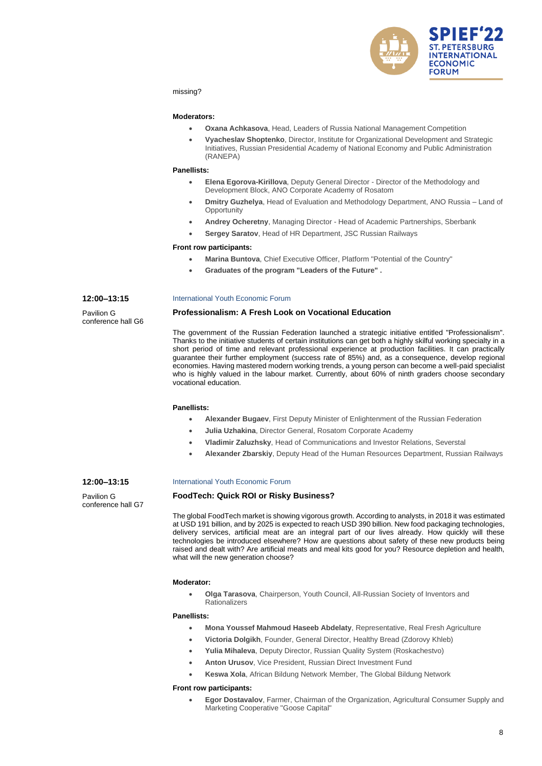missing?

**Moderators:**

- **Oxana Achkasova**, Head, Leaders of Russia National Management Competition
- **Vyacheslav Shoptenko**, Director, Institute for Organizational Development and Strategic Initiatives, Russian Presidential Academy of National Economy and Public Administration (RANEPA)

**Panellists:**

- **Elena Egorova-Kirillova**, Deputy General Director - Director of the Methodology and Development Block, ANO Corporate Academy of Rosatom
- **Dmitry Guzhelya**, Head of Evaluation and Methodology Department, ANO Russia – Land of Opportunity
- **Andrey Ocheretny**, Managing Director - Head of Academic Partnerships, Sberbank
- **Sergey Saratov**, Head of HR Department, JSC Russian Railways

**Front row participants:**

- **Marina Buntova**, Chief Executive Officer, Platform "Potential of the Country"
- **Graduates of the program "Leaders of the Future" .**

**12:00–13:15**

Pavilion G
conference hall G6

International Youth Economic Forum

### Professionalism: A Fresh Look on Vocational Education

The government of the Russian Federation launched a strategic initiative entitled "Professionalism". Thanks to the initiative students of certain institutions can get both a highly skilful working specialty in a short period of time and relevant professional experience at production facilities. It can practically guarantee their further employment (success rate of 85%) and, as a consequence, develop regional economies. Having mastered modern working trends, a young person can become a well-paid specialist who is highly valued in the labour market. Currently, about 60% of ninth graders choose secondary vocational education.

**Panellists:**

- **Alexander Bugaev**, First Deputy Minister of Enlightenment of the Russian Federation
- **Julia Uzhakina**, Director General, Rosatom Corporate Academy
- **Vladimir Zaluzhsky**, Head of Communications and Investor Relations, Severstal
- **Alexander Zbarskiy**, Deputy Head of the Human Resources Department, Russian Railways

**12:00–13:15**

Pavilion G
conference hall G7

International Youth Economic Forum

### FoodTech: Quick ROI or Risky Business?

The global FoodTech market is showing vigorous growth. According to analysts, in 2018 it was estimated at USD 191 billion, and by 2025 is expected to reach USD 390 billion. New food packaging technologies, delivery services, artificial meat are an integral part of our lives already. How quickly will these technologies be introduced elsewhere? How are questions about safety of these new products being raised and dealt with? Are artificial meats and meal kits good for you? Resource depletion and health, what will the new generation choose?

**Moderator:**

- **Olga Tarasova**, Chairperson, Youth Council, All-Russian Society of Inventors and Rationalizers

**Panellists:**

- **Mona Youssef Mahmoud Haseeb Abdelaty**, Representative, Real Fresh Agriculture
- **Victoria Dolgikh**, Founder, General Director, Healthy Bread (Zdorovy Khleb)
- **Yulia Mihaleva**, Deputy Director, Russian Quality System (Roskachestvo)
- **Anton Urusov**, Vice President, Russian Direct Investment Fund
- **Keswa Xola**, African Bildung Network Member, The Global Bildung Network

**Front row participants:**

- **Egor Dostavalov**, Farmer, Chairman of the Organization, Agricultural Consumer Supply and Marketing Cooperative "Goose Capital"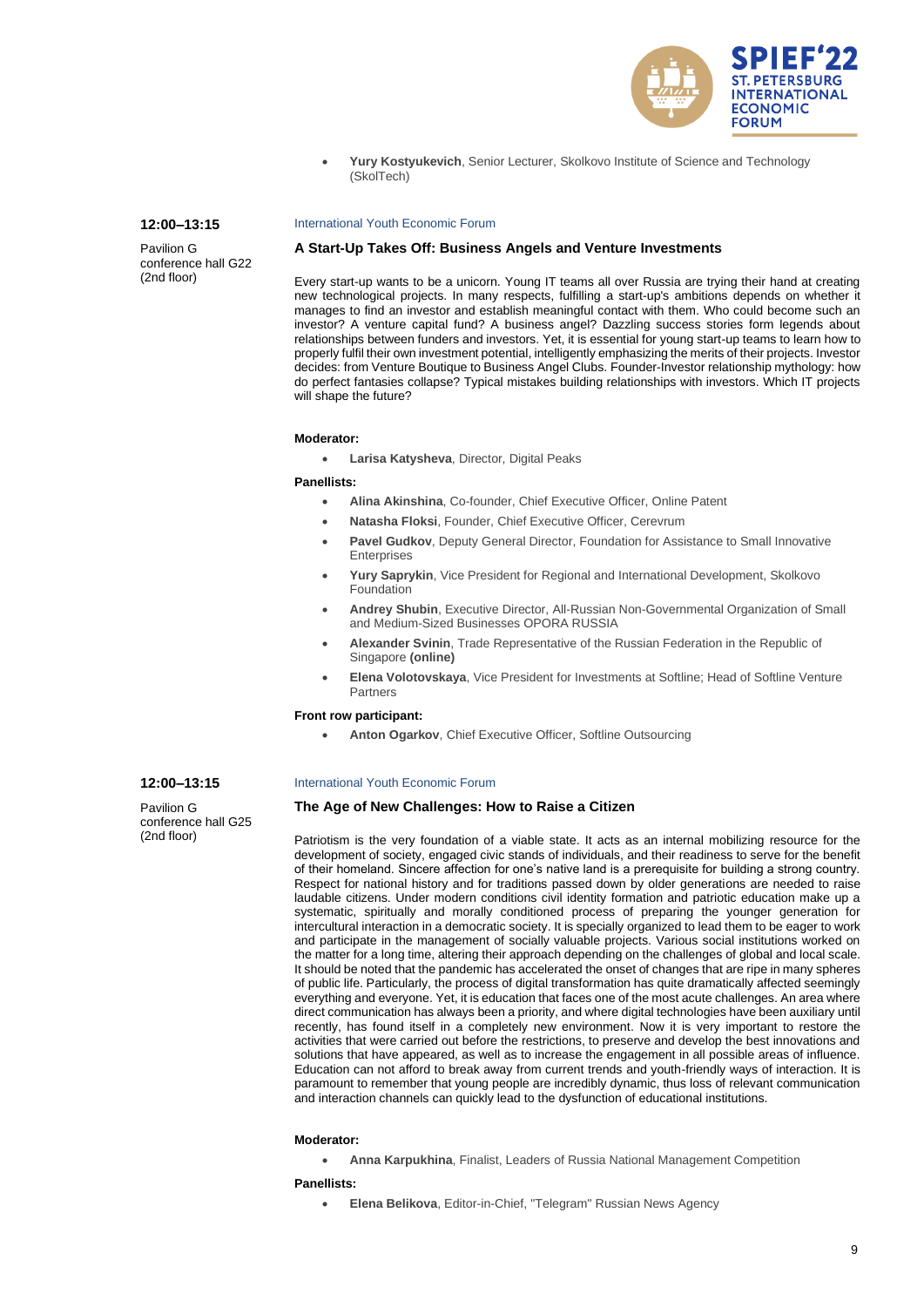- **Yury Kostyukevich**, Senior Lecturer, Skolkovo Institute of Science and Technology (SkolTech)

**12:00–13:15**

Pavilion G
conference hall G22
(2nd floor)

International Youth Economic Forum

### A Start-Up Takes Off: Business Angels and Venture Investments

Every start-up wants to be a unicorn. Young IT teams all over Russia are trying their hand at creating new technological projects. In many respects, fulfilling a start-up's ambitions depends on whether it manages to find an investor and establish meaningful contact with them. Who could become such an investor? A venture capital fund? A business angel? Dazzling success stories form legends about relationships between funders and investors. Yet, it is essential for young start-up teams to learn how to properly fulfil their own investment potential, intelligently emphasizing the merits of their projects. Investor decides: from Venture Boutique to Business Angel Clubs. Founder-Investor relationship mythology: how do perfect fantasies collapse? Typical mistakes building relationships with investors. Which IT projects will shape the future?

**Moderator:**

- **Larisa Katysheva**, Director, Digital Peaks

**Panellists:**

- **Alina Akinshina**, Co-founder, Chief Executive Officer, Online Patent
- **Natasha Floksi**, Founder, Chief Executive Officer, Cerevrum
- **Pavel Gudkov**, Deputy General Director, Foundation for Assistance to Small Innovative Enterprises
- **Yury Saprykin**, Vice President for Regional and International Development, Skolkovo Foundation
- **Andrey Shubin**, Executive Director, All-Russian Non-Governmental Organization of Small and Medium-Sized Businesses OPORA RUSSIA
- **Alexander Svinin**, Trade Representative of the Russian Federation in the Republic of Singapore **(online)**
- **Elena Volotovskaya**, Vice President for Investments at Softline; Head of Softline Venture Partners

**Front row participant:**

- **Anton Ogarkov**, Chief Executive Officer, Softline Outsourcing

**12:00–13:15**

Pavilion G
conference hall G25
(2nd floor)

International Youth Economic Forum

### The Age of New Challenges: How to Raise a Citizen

Patriotism is the very foundation of a viable state. It acts as an internal mobilizing resource for the development of society, engaged civic stands of individuals, and their readiness to serve for the benefit of their homeland. Sincere affection for one's native land is a prerequisite for building a strong country. Respect for national history and for traditions passed down by older generations are needed to raise laudable citizens. Under modern conditions civil identity formation and patriotic education make up a systematic, spiritually and morally conditioned process of preparing the younger generation for intercultural interaction in a democratic society. It is specially organized to lead them to be eager to work and participate in the management of socially valuable projects. Various social institutions worked on the matter for a long time, altering their approach depending on the challenges of global and local scale. It should be noted that the pandemic has accelerated the onset of changes that are ripe in many spheres of public life. Particularly, the process of digital transformation has quite dramatically affected seemingly everything and everyone. Yet, it is education that faces one of the most acute challenges. An area where direct communication has always been a priority, and where digital technologies have been auxiliary until recently, has found itself in a completely new environment. Now it is very important to restore the activities that were carried out before the restrictions, to preserve and develop the best innovations and solutions that have appeared, as well as to increase the engagement in all possible areas of influence. Education can not afford to break away from current trends and youth-friendly ways of interaction. It is paramount to remember that young people are incredibly dynamic, thus loss of relevant communication and interaction channels can quickly lead to the dysfunction of educational institutions.

**Moderator:**

- **Anna Karpukhina**, Finalist, Leaders of Russia National Management Competition

**Panellists:**

- **Elena Belikova**, Editor-in-Chief, "Telegram" Russian News Agency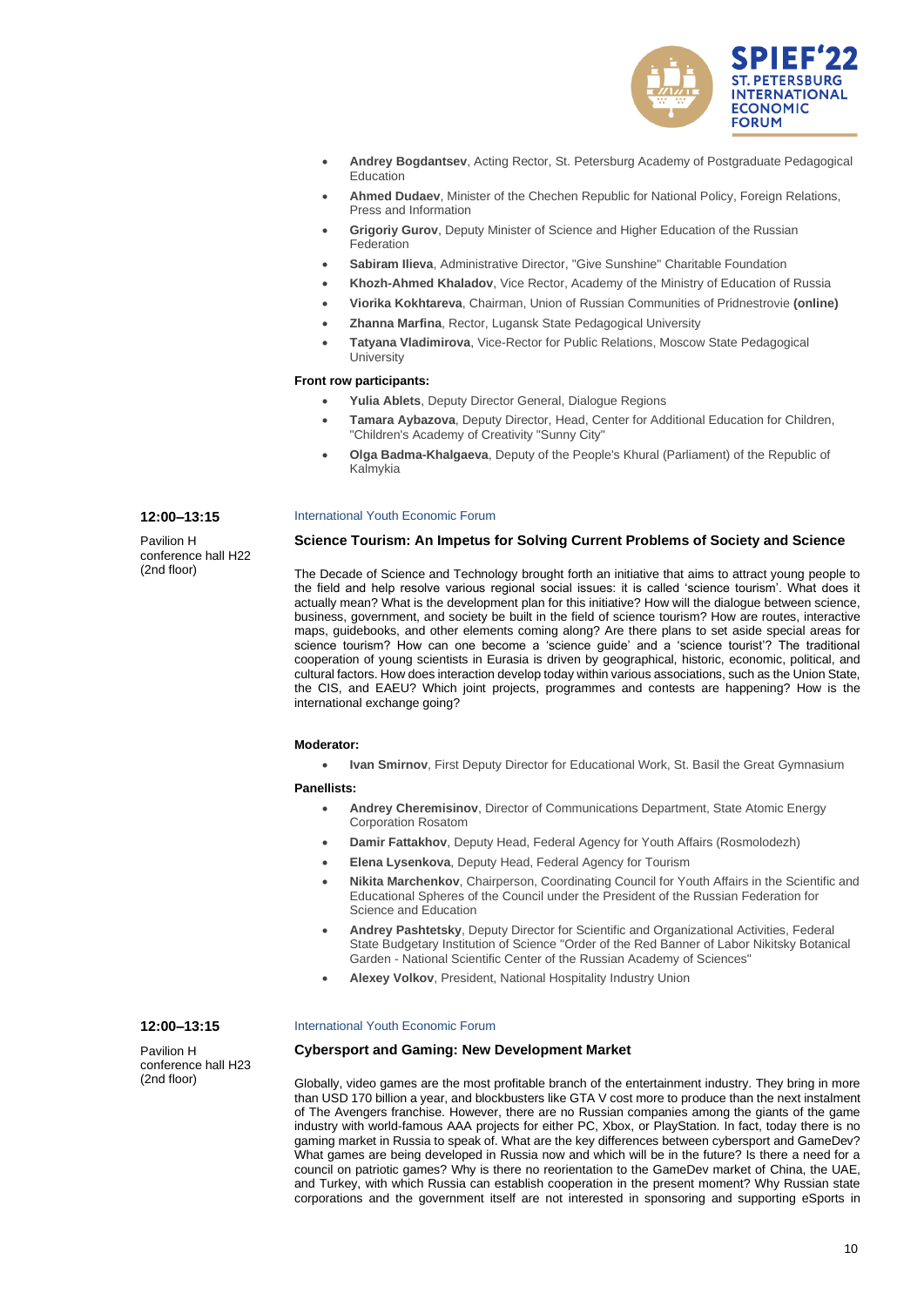- **Andrey Bogdantsev**, Acting Rector, St. Petersburg Academy of Postgraduate Pedagogical Education
- **Ahmed Dudaev**, Minister of the Chechen Republic for National Policy, Foreign Relations, Press and Information
- **Grigoriy Gurov**, Deputy Minister of Science and Higher Education of the Russian Federation
- **Sabiram Ilieva**, Administrative Director, "Give Sunshine" Charitable Foundation
- **Khozh-Ahmed Khaladov**, Vice Rector, Academy of the Ministry of Education of Russia
- **Viorika Kokhtareva**, Chairman, Union of Russian Communities of Pridnestrovie **(online)**
- **Zhanna Marfina**, Rector, Lugansk State Pedagogical University
- **Tatyana Vladimirova**, Vice-Rector for Public Relations, Moscow State Pedagogical University

**Front row participants:**

- **Yulia Ablets**, Deputy Director General, Dialogue Regions
- **Tamara Aybazova**, Deputy Director, Head, Center for Additional Education for Children, "Children's Academy of Creativity "Sunny City"
- **Olga Badma-Khalgaeva**, Deputy of the People's Khural (Parliament) of the Republic of Kalmykia

**12:00–13:15**

Pavilion H
conference hall H22
(2nd floor)

International Youth Economic Forum

### Science Tourism: An Impetus for Solving Current Problems of Society and Science

The Decade of Science and Technology brought forth an initiative that aims to attract young people to the field and help resolve various regional social issues: it is called 'science tourism'. What does it actually mean? What is the development plan for this initiative? How will the dialogue between science, business, government, and society be built in the field of science tourism? How are routes, interactive maps, guidebooks, and other elements coming along? Are there plans to set aside special areas for science tourism? How can one become a 'science guide' and a 'science tourist'? The traditional cooperation of young scientists in Eurasia is driven by geographical, historic, economic, political, and cultural factors. How does interaction develop today within various associations, such as the Union State, the CIS, and EAEU? Which joint projects, programmes and contests are happening? How is the international exchange going?

**Moderator:**

- **Ivan Smirnov**, First Deputy Director for Educational Work, St. Basil the Great Gymnasium

**Panellists:**

- **Andrey Cheremisinov**, Director of Communications Department, State Atomic Energy Corporation Rosatom
- **Damir Fattakhov**, Deputy Head, Federal Agency for Youth Affairs (Rosmolodezh)
- **Elena Lysenkova**, Deputy Head, Federal Agency for Tourism
- **Nikita Marchenkov**, Chairperson, Coordinating Council for Youth Affairs in the Scientific and Educational Spheres of the Council under the President of the Russian Federation for Science and Education
- **Andrey Pashtetsky**, Deputy Director for Scientific and Organizational Activities, Federal State Budgetary Institution of Science "Order of the Red Banner of Labor Nikitsky Botanical Garden - National Scientific Center of the Russian Academy of Sciences"
- **Alexey Volkov**, President, National Hospitality Industry Union

**12:00–13:15**

Pavilion H
conference hall H23
(2nd floor)

International Youth Economic Forum

### Cybersport and Gaming: New Development Market

Globally, video games are the most profitable branch of the entertainment industry. They bring in more than USD 170 billion a year, and blockbusters like GTA V cost more to produce than the next instalment of The Avengers franchise. However, there are no Russian companies among the giants of the game industry with world-famous AAA projects for either PC, Xbox, or PlayStation. In fact, today there is no gaming market in Russia to speak of. What are the key differences between cybersport and GameDev? What games are being developed in Russia now and which will be in the future? Is there a need for a council on patriotic games? Why is there no reorientation to the GameDev market of China, the UAE, and Turkey, with which Russia can establish cooperation in the present moment? Why Russian state corporations and the government itself are not interested in sponsoring and supporting eSports in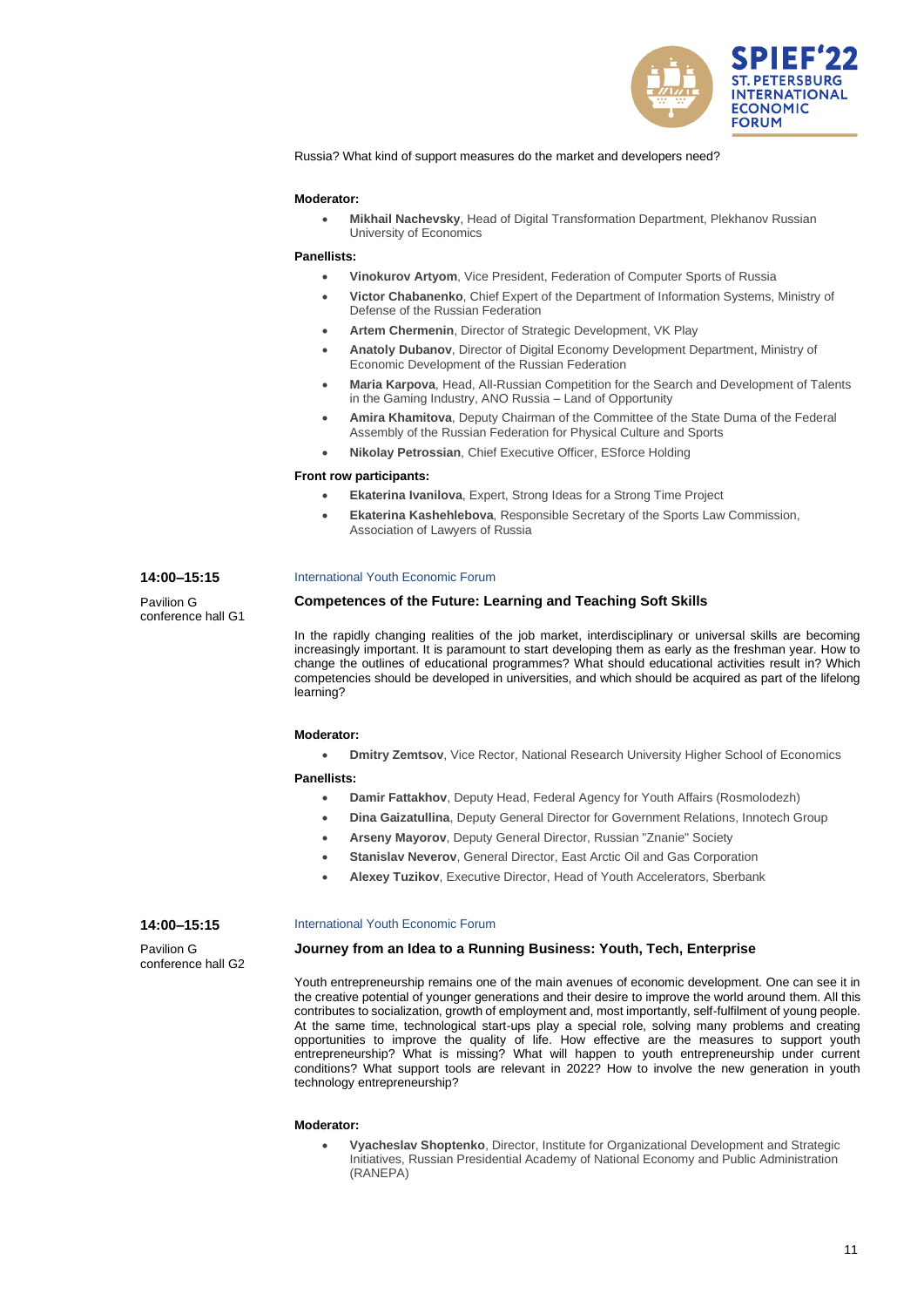Russia? What kind of support measures do the market and developers need?

**Moderator:**

- **Mikhail Nachevsky**, Head of Digital Transformation Department, Plekhanov Russian University of Economics

**Panellists:**

- **Vinokurov Artyom**, Vice President, Federation of Computer Sports of Russia
- **Victor Chabanenko**, Chief Expert of the Department of Information Systems, Ministry of Defense of the Russian Federation
- **Artem Chermenin**, Director of Strategic Development, VK Play
- **Anatoly Dubanov**, Director of Digital Economy Development Department, Ministry of Economic Development of the Russian Federation
- **Maria Karpova**, Head, All-Russian Competition for the Search and Development of Talents in the Gaming Industry, ANO Russia – Land of Opportunity
- **Amira Khamitova**, Deputy Chairman of the Committee of the State Duma of the Federal Assembly of the Russian Federation for Physical Culture and Sports
- **Nikolay Petrossian**, Chief Executive Officer, ESforce Holding

**Front row participants:**

- **Ekaterina Ivanilova**, Expert, Strong Ideas for a Strong Time Project
- **Ekaterina Kashehlebova**, Responsible Secretary of the Sports Law Commission, Association of Lawyers of Russia

**14:00–15:15**

Pavilion G
conference hall G1

International Youth Economic Forum

### Competences of the Future: Learning and Teaching Soft Skills

In the rapidly changing realities of the job market, interdisciplinary or universal skills are becoming increasingly important. It is paramount to start developing them as early as the freshman year. How to change the outlines of educational programmes? What should educational activities result in? Which competencies should be developed in universities, and which should be acquired as part of the lifelong learning?

**Moderator:**

- **Dmitry Zemtsov**, Vice Rector, National Research University Higher School of Economics

**Panellists:**

- **Damir Fattakhov**, Deputy Head, Federal Agency for Youth Affairs (Rosmolodezh)
- **Dina Gaizatullina**, Deputy General Director for Government Relations, Innotech Group
- **Arseny Mayorov**, Deputy General Director, Russian "Znanie" Society
- **Stanislav Neverov**, General Director, East Arctic Oil and Gas Corporation
- **Alexey Tuzikov**, Executive Director, Head of Youth Accelerators, Sberbank

**14:00–15:15**

Pavilion G
conference hall G2

International Youth Economic Forum

### Journey from an Idea to a Running Business: Youth, Tech, Enterprise

Youth entrepreneurship remains one of the main avenues of economic development. One can see it in the creative potential of younger generations and their desire to improve the world around them. All this contributes to socialization, growth of employment and, most importantly, self-fulfilment of young people. At the same time, technological start-ups play a special role, solving many problems and creating opportunities to improve the quality of life. How effective are the measures to support youth entrepreneurship? What is missing? What will happen to youth entrepreneurship under current conditions? What support tools are relevant in 2022? How to involve the new generation in youth technology entrepreneurship?

**Moderator:**

- **Vyacheslav Shoptenko**, Director, Institute for Organizational Development and Strategic Initiatives, Russian Presidential Academy of National Economy and Public Administration (RANEPA)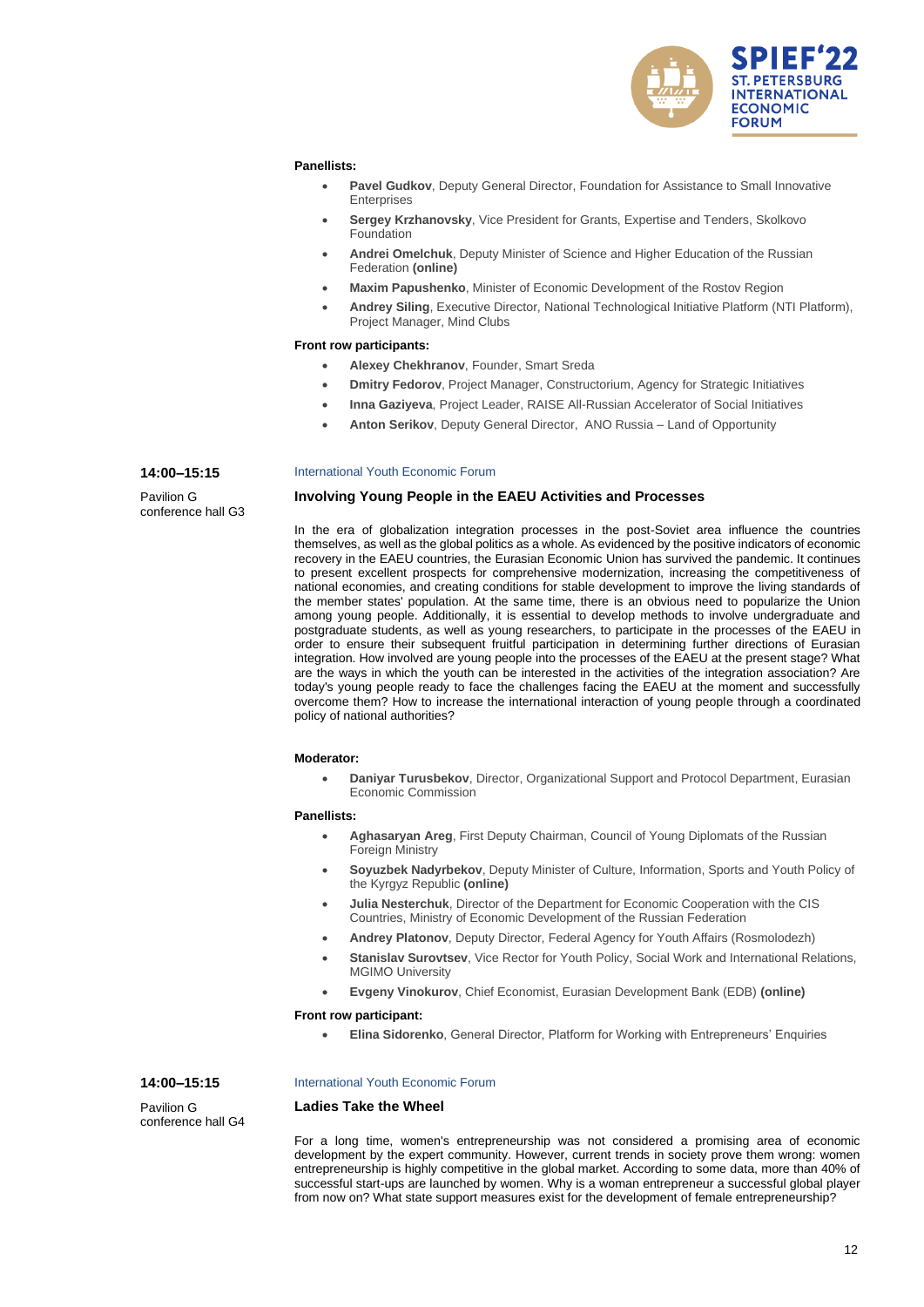**Panellists:**

- **Pavel Gudkov**, Deputy General Director, Foundation for Assistance to Small Innovative Enterprises
- **Sergey Krzhanovsky**, Vice President for Grants, Expertise and Tenders, Skolkovo Foundation
- **Andrei Omelchuk**, Deputy Minister of Science and Higher Education of the Russian Federation **(online)**
- **Maxim Papushenko**, Minister of Economic Development of the Rostov Region
- **Andrey Siling**, Executive Director, National Technological Initiative Platform (NTI Platform), Project Manager, Mind Clubs

**Front row participants:**

- **Alexey Chekhranov**, Founder, Smart Sreda
- **Dmitry Fedorov**, Project Manager, Constructorium, Agency for Strategic Initiatives
- **Inna Gaziyeva**, Project Leader, RAISE All-Russian Accelerator of Social Initiatives
- **Anton Serikov**, Deputy General Director, ANO Russia – Land of Opportunity

**14:00–15:15**

Pavilion G
conference hall G3

International Youth Economic Forum

### Involving Young People in the EAEU Activities and Processes

In the era of globalization integration processes in the post-Soviet area influence the countries themselves, as well as the global politics as a whole. As evidenced by the positive indicators of economic recovery in the EAEU countries, the Eurasian Economic Union has survived the pandemic. It continues to present excellent prospects for comprehensive modernization, increasing the competitiveness of national economies, and creating conditions for stable development to improve the living standards of the member states' population. At the same time, there is an obvious need to popularize the Union among young people. Additionally, it is essential to develop methods to involve undergraduate and postgraduate students, as well as young researchers, to participate in the processes of the EAEU in order to ensure their subsequent fruitful participation in determining further directions of Eurasian integration. How involved are young people into the processes of the EAEU at the present stage? What are the ways in which the youth can be interested in the activities of the integration association? Are today's young people ready to face the challenges facing the EAEU at the moment and successfully overcome them? How to increase the international interaction of young people through a coordinated policy of national authorities?

**Moderator:**

- **Daniyar Turusbekov**, Director, Organizational Support and Protocol Department, Eurasian Economic Commission

**Panellists:**

- **Aghasaryan Areg**, First Deputy Chairman, Council of Young Diplomats of the Russian Foreign Ministry
- **Soyuzbek Nadyrbekov**, Deputy Minister of Culture, Information, Sports and Youth Policy of the Kyrgyz Republic **(online)**
- **Julia Nesterchuk**, Director of the Department for Economic Cooperation with the CIS Countries, Ministry of Economic Development of the Russian Federation
- **Andrey Platonov**, Deputy Director, Federal Agency for Youth Affairs (Rosmolodezh)
- **Stanislav Surovtsev**, Vice Rector for Youth Policy, Social Work and International Relations, MGIMO University
- **Evgeny Vinokurov**, Chief Economist, Eurasian Development Bank (EDB) **(online)**

**Front row participant:**

- **Elina Sidorenko**, General Director, Platform for Working with Entrepreneurs' Enquiries

**14:00–15:15**

Pavilion G
conference hall G4

International Youth Economic Forum

### Ladies Take the Wheel

For a long time, women's entrepreneurship was not considered a promising area of economic development by the expert community. However, current trends in society prove them wrong: women entrepreneurship is highly competitive in the global market. According to some data, more than 40% of successful start-ups are launched by women. Why is a woman entrepreneur a successful global player from now on? What state support measures exist for the development of female entrepreneurship?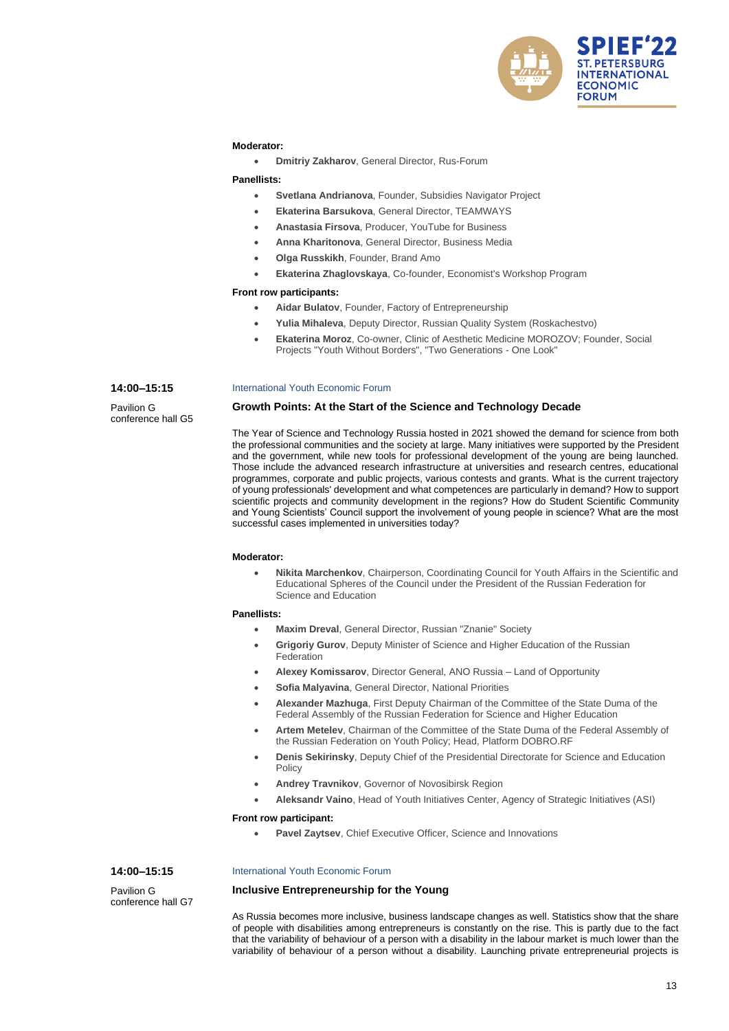**Moderator:**

- **Dmitriy Zakharov**, General Director, Rus-Forum

**Panellists:**

- **Svetlana Andrianova**, Founder, Subsidies Navigator Project
- **Ekaterina Barsukova**, General Director, TEAMWAYS
- **Anastasia Firsova**, Producer, YouTube for Business
- **Anna Kharitonova**, General Director, Business Media
- **Olga Russkikh**, Founder, Brand Amo
- **Ekaterina Zhaglovskaya**, Co-founder, Economist's Workshop Program

**Front row participants:**

- **Aidar Bulatov**, Founder, Factory of Entrepreneurship
- **Yulia Mihaleva**, Deputy Director, Russian Quality System (Roskachestvo)
- **Ekaterina Moroz**, Co-owner, Clinic of Aesthetic Medicine MOROZOV; Founder, Social Projects "Youth Without Borders", "Two Generations - One Look"

**14:00–15:15**

Pavilion G
conference hall G5

International Youth Economic Forum

### Growth Points: At the Start of the Science and Technology Decade

The Year of Science and Technology Russia hosted in 2021 showed the demand for science from both the professional communities and the society at large. Many initiatives were supported by the President and the government, while new tools for professional development of the young are being launched. Those include the advanced research infrastructure at universities and research centres, educational programmes, corporate and public projects, various contests and grants. What is the current trajectory of young professionals' development and what competences are particularly in demand? How to support scientific projects and community development in the regions? How do Student Scientific Community and Young Scientists' Council support the involvement of young people in science? What are the most successful cases implemented in universities today?

**Moderator:**

- **Nikita Marchenkov**, Chairperson, Coordinating Council for Youth Affairs in the Scientific and Educational Spheres of the Council under the President of the Russian Federation for Science and Education

**Panellists:**

- **Maxim Dreval**, General Director, Russian "Znanie" Society
- **Grigoriy Gurov**, Deputy Minister of Science and Higher Education of the Russian Federation
- **Alexey Komissarov**, Director General, ANO Russia – Land of Opportunity
- **Sofia Malyavina**, General Director, National Priorities
- **Alexander Mazhuga**, First Deputy Chairman of the Committee of the State Duma of the Federal Assembly of the Russian Federation for Science and Higher Education
- **Artem Metelev**, Chairman of the Committee of the State Duma of the Federal Assembly of the Russian Federation on Youth Policy; Head, Platform DOBRO.RF
- **Denis Sekirinsky**, Deputy Chief of the Presidential Directorate for Science and Education Policy
- **Andrey Travnikov**, Governor of Novosibirsk Region
- **Aleksandr Vaino**, Head of Youth Initiatives Center, Agency of Strategic Initiatives (ASI)

**Front row participant:**

- **Pavel Zaytsev**, Chief Executive Officer, Science and Innovations

**14:00–15:15**

Pavilion G
conference hall G7

International Youth Economic Forum

### Inclusive Entrepreneurship for the Young

As Russia becomes more inclusive, business landscape changes as well. Statistics show that the share of people with disabilities among entrepreneurs is constantly on the rise. This is partly due to the fact that the variability of behaviour of a person with a disability in the labour market is much lower than the variability of behaviour of a person without a disability. Launching private entrepreneurial projects is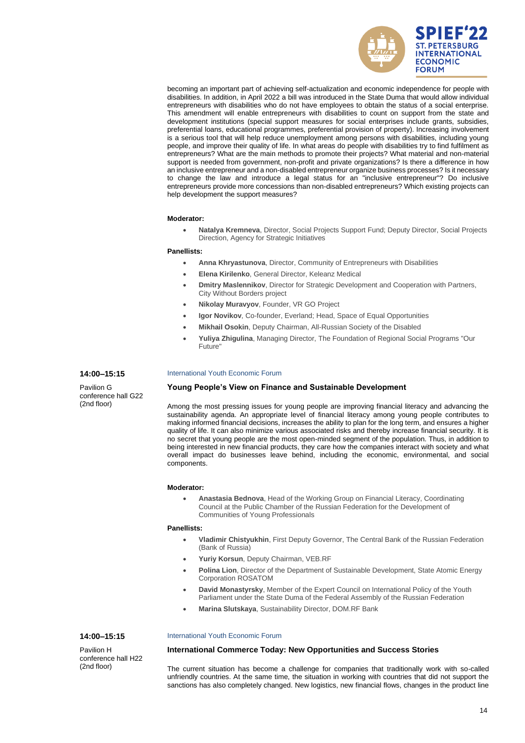becoming an important part of achieving self-actualization and economic independence for people with disabilities. In addition, in April 2022 a bill was introduced in the State Duma that would allow individual entrepreneurs with disabilities who do not have employees to obtain the status of a social enterprise. This amendment will enable entrepreneurs with disabilities to count on support from the state and development institutions (special support measures for social enterprises include grants, subsidies, preferential loans, educational programmes, preferential provision of property). Increasing involvement is a serious tool that will help reduce unemployment among persons with disabilities, including young people, and improve their quality of life. In what areas do people with disabilities try to find fulfilment as entrepreneurs? What are the main methods to promote their projects? What material and non-material support is needed from government, non-profit and private organizations? Is there a difference in how an inclusive entrepreneur and a non-disabled entrepreneur organize business processes? Is it necessary to change the law and introduce a legal status for an "inclusive entrepreneur"? Do inclusive entrepreneurs provide more concessions than non-disabled entrepreneurs? Which existing projects can help development the support measures?

**Moderator:**

- **Natalya Kremneva**, Director, Social Projects Support Fund; Deputy Director, Social Projects Direction, Agency for Strategic Initiatives

**Panellists:**

- **Anna Khryastunova**, Director, Community of Entrepreneurs with Disabilities
- **Elena Kirilenko**, General Director, Keleanz Medical
- **Dmitry Maslennikov**, Director for Strategic Development and Cooperation with Partners, City Without Borders project
- **Nikolay Muravyov**, Founder, VR GO Project
- **Igor Novikov**, Co-founder, Everland; Head, Space of Equal Opportunities
- **Mikhail Osokin**, Deputy Chairman, All-Russian Society of the Disabled
- **Yuliya Zhigulina**, Managing Director, The Foundation of Regional Social Programs "Our Future"

**14:00–15:15**

Pavilion G
conference hall G22
(2nd floor)

International Youth Economic Forum

### Young People's View on Finance and Sustainable Development

Among the most pressing issues for young people are improving financial literacy and advancing the sustainability agenda. An appropriate level of financial literacy among young people contributes to making informed financial decisions, increases the ability to plan for the long term, and ensures a higher quality of life. It can also minimize various associated risks and thereby increase financial security. It is no secret that young people are the most open-minded segment of the population. Thus, in addition to being interested in new financial products, they care how the companies interact with society and what overall impact do businesses leave behind, including the economic, environmental, and social components.

**Moderator:**

- **Anastasia Bednova**, Head of the Working Group on Financial Literacy, Coordinating Council at the Public Chamber of the Russian Federation for the Development of Communities of Young Professionals

**Panellists:**

- **Vladimir Chistyukhin**, First Deputy Governor, The Central Bank of the Russian Federation (Bank of Russia)
- **Yuriy Korsun**, Deputy Chairman, VEB.RF
- **Polina Lion**, Director of the Department of Sustainable Development, State Atomic Energy Corporation ROSATOM
- **David Monastyrsky**, Member of the Expert Council on International Policy of the Youth Parliament under the State Duma of the Federal Assembly of the Russian Federation
- **Marina Slutskaya**, Sustainability Director, DOM.RF Bank

**14:00–15:15**

Pavilion H
conference hall H22
(2nd floor)

International Youth Economic Forum

### International Commerce Today: New Opportunities and Success Stories

The current situation has become a challenge for companies that traditionally work with so-called unfriendly countries. At the same time, the situation in working with countries that did not support the sanctions has also completely changed. New logistics, new financial flows, changes in the product line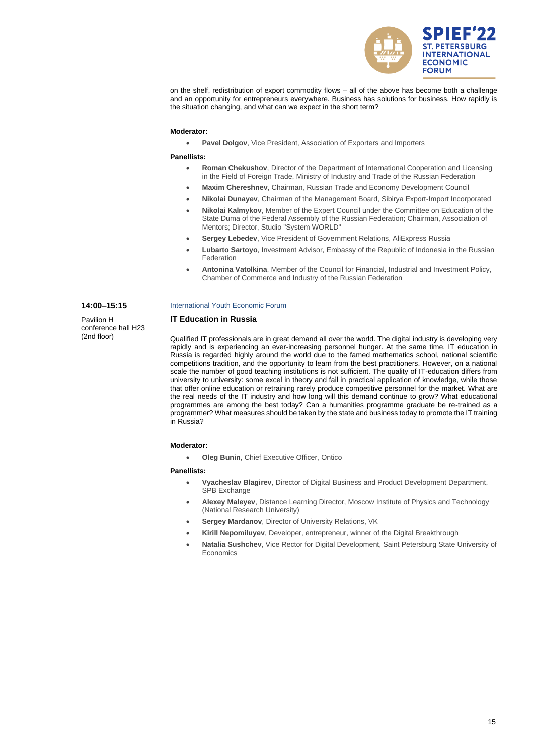on the shelf, redistribution of export commodity flows – all of the above has become both a challenge and an opportunity for entrepreneurs everywhere. Business has solutions for business. How rapidly is the situation changing, and what can we expect in the short term?

**Moderator:**

- **Pavel Dolgov**, Vice President, Association of Exporters and Importers

**Panellists:**

- **Roman Chekushov**, Director of the Department of International Cooperation and Licensing in the Field of Foreign Trade, Ministry of Industry and Trade of the Russian Federation
- **Maxim Chereshnev**, Chairman, Russian Trade and Economy Development Council
- **Nikolai Dunayev**, Chairman of the Management Board, Sibirya Export-Import Incorporated
- **Nikolai Kalmykov**, Member of the Expert Council under the Committee on Education of the State Duma of the Federal Assembly of the Russian Federation; Chairman, Association of Mentors; Director, Studio "System WORLD"
- **Sergey Lebedev**, Vice President of Government Relations, AliExpress Russia
- **Lubarto Sartoyo**, Investment Advisor, Embassy of the Republic of Indonesia in the Russian Federation
- **Antonina Vatolkina**, Member of the Council for Financial, Industrial and Investment Policy, Chamber of Commerce and Industry of the Russian Federation

**14:00–15:15**

Pavilion H
conference hall H23
(2nd floor)

International Youth Economic Forum

## IT Education in Russia

Qualified IT professionals are in great demand all over the world. The digital industry is developing very rapidly and is experiencing an ever-increasing personnel hunger. At the same time, IT education in Russia is regarded highly around the world due to the famed mathematics school, national scientific competitions tradition, and the opportunity to learn from the best practitioners. However, on a national scale the number of good teaching institutions is not sufficient. The quality of IT-education differs from university to university: some excel in theory and fail in practical application of knowledge, while those that offer online education or retraining rarely produce competitive personnel for the market. What are the real needs of the IT industry and how long will this demand continue to grow? What educational programmes are among the best today? Can a humanities programme graduate be re-trained as a programmer? What measures should be taken by the state and business today to promote the IT training in Russia?

**Moderator:**

- **Oleg Bunin**, Chief Executive Officer, Ontico

**Panellists:**

- **Vyacheslav Blagirev**, Director of Digital Business and Product Development Department, SPB Exchange
- **Alexey Maleyev**, Distance Learning Director, Moscow Institute of Physics and Technology (National Research University)
- **Sergey Mardanov**, Director of University Relations, VK
- **Kirill Nepomiluyev**, Developer, entrepreneur, winner of the Digital Breakthrough
- **Natalia Sushchev**, Vice Rector for Digital Development, Saint Petersburg State University of Economics